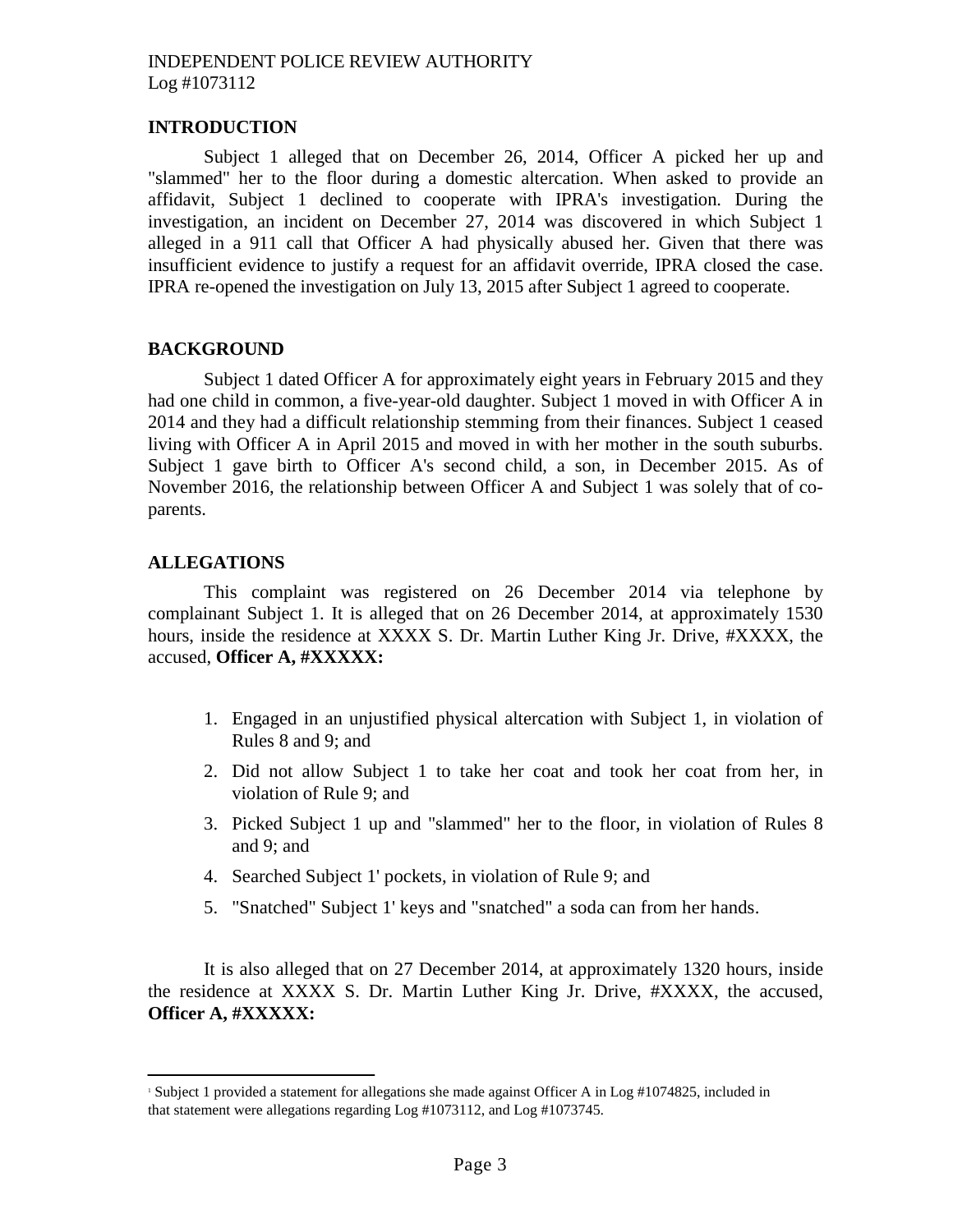INDEPENDENT POLICE REVIEW AUTHORITY
Log #1073112

## INTRODUCTION

Subject 1 alleged that on December 26, 2014, Officer A picked her up and "slammed" her to the floor during a domestic altercation. When asked to provide an affidavit, Subject 1 declined to cooperate with IPRA's investigation. During the investigation, an incident on December 27, 2014 was discovered in which Subject 1 alleged in a 911 call that Officer A had physically abused her. Given that there was insufficient evidence to justify a request for an affidavit override, IPRA closed the case. IPRA re-opened the investigation on July 13, 2015 after Subject 1 agreed to cooperate.

## BACKGROUND

Subject 1 dated Officer A for approximately eight years in February 2015 and they had one child in common, a five-year-old daughter. Subject 1 moved in with Officer A in 2014 and they had a difficult relationship stemming from their finances. Subject 1 ceased living with Officer A in April 2015 and moved in with her mother in the south suburbs. Subject 1 gave birth to Officer A's second child, a son, in December 2015. As of November 2016, the relationship between Officer A and Subject 1 was solely that of co-parents.

## ALLEGATIONS

This complaint was registered on 26 December 2014 via telephone by complainant Subject 1. It is alleged that on 26 December 2014, at approximately 1530 hours, inside the residence at XXXX S. Dr. Martin Luther King Jr. Drive, #XXXX, the accused, **Officer A, #XXXXX:**

1. Engaged in an unjustified physical altercation with Subject 1, in violation of Rules 8 and 9; and
2. Did not allow Subject 1 to take her coat and took her coat from her, in violation of Rule 9; and
3. Picked Subject 1 up and "slammed" her to the floor, in violation of Rules 8 and 9; and
4. Searched Subject 1' pockets, in violation of Rule 9; and
5. "Snatched" Subject 1' keys and "snatched" a soda can from her hands.

It is also alleged that on 27 December 2014, at approximately 1320 hours, inside the residence at XXXX S. Dr. Martin Luther King Jr. Drive, #XXXX, the accused, **Officer A, #XXXXX:**

---

[1] Subject 1 provided a statement for allegations she made against Officer A in Log #1074825, included in that statement were allegations regarding Log #1073112, and Log #1073745.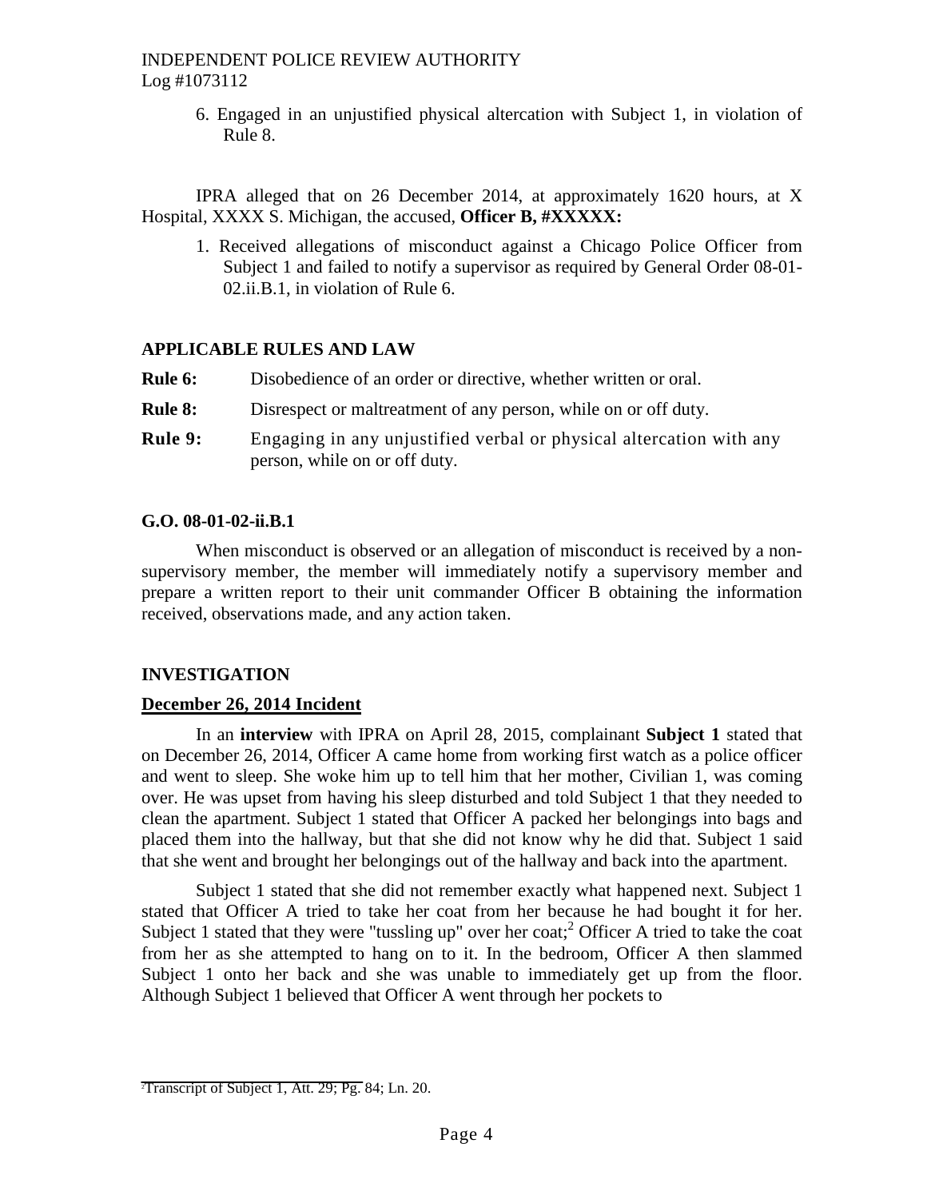6. Engaged in an unjustified physical altercation with Subject 1, in violation of Rule 8.

IPRA alleged that on 26 December 2014, at approximately 1620 hours, at X Hospital, XXXX S. Michigan, the accused, **Officer B, #XXXXX:**

1. Received allegations of misconduct against a Chicago Police Officer from Subject 1 and failed to notify a supervisor as required by General Order 08-01-02.ii.B.1, in violation of Rule 6.

## APPLICABLE RULES AND LAW

**Rule 6:** Disobedience of an order or directive, whether written or oral.

**Rule 8:** Disrespect or maltreatment of any person, while on or off duty.

**Rule 9:** Engaging in any unjustified verbal or physical altercation with any person, while on or off duty.

## G.O. 08-01-02-ii.B.1

When misconduct is observed or an allegation of misconduct is received by a non-supervisory member, the member will immediately notify a supervisory member and prepare a written report to their unit commander Officer B obtaining the information received, observations made, and any action taken.

## INVESTIGATION

### December 26, 2014 Incident

In an **interview** with IPRA on April 28, 2015, complainant **Subject 1** stated that on December 26, 2014, Officer A came home from working first watch as a police officer and went to sleep. She woke him up to tell him that her mother, Civilian 1, was coming over. He was upset from having his sleep disturbed and told Subject 1 that they needed to clean the apartment. Subject 1 stated that Officer A packed her belongings into bags and placed them into the hallway, but that she did not know why he did that. Subject 1 said that she went and brought her belongings out of the hallway and back into the apartment.

Subject 1 stated that she did not remember exactly what happened next. Subject 1 stated that Officer A tried to take her coat from her because he had bought it for her. Subject 1 stated that they were "tussling up" over her coat;[2] Officer A tried to take the coat from her as she attempted to hang on to it. In the bedroom, Officer A then slammed Subject 1 onto her back and she was unable to immediately get up from the floor. Although Subject 1 believed that Officer A went through her pockets to

[2] Transcript of Subject 1, Att. 29; Pg. 84; Ln. 20.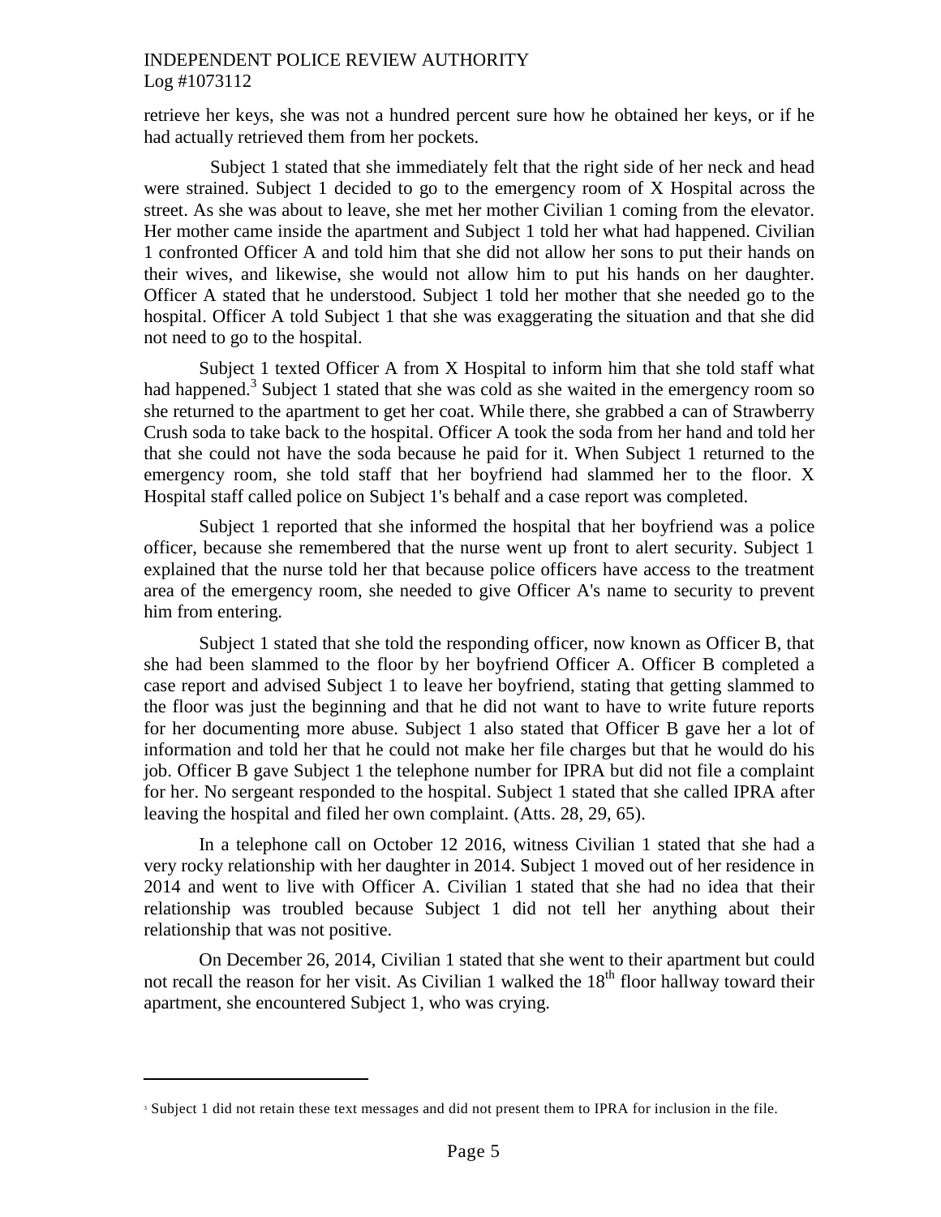retrieve her keys, she was not a hundred percent sure how he obtained her keys, or if he had actually retrieved them from her pockets.

Subject 1 stated that she immediately felt that the right side of her neck and head were strained. Subject 1 decided to go to the emergency room of X Hospital across the street. As she was about to leave, she met her mother Civilian 1 coming from the elevator. Her mother came inside the apartment and Subject 1 told her what had happened. Civilian 1 confronted Officer A and told him that she did not allow her sons to put their hands on their wives, and likewise, she would not allow him to put his hands on her daughter. Officer A stated that he understood. Subject 1 told her mother that she needed go to the hospital. Officer A told Subject 1 that she was exaggerating the situation and that she did not need to go to the hospital.

Subject 1 texted Officer A from X Hospital to inform him that she told staff what had happened.[3] Subject 1 stated that she was cold as she waited in the emergency room so she returned to the apartment to get her coat. While there, she grabbed a can of Strawberry Crush soda to take back to the hospital. Officer A took the soda from her hand and told her that she could not have the soda because he paid for it. When Subject 1 returned to the emergency room, she told staff that her boyfriend had slammed her to the floor. X Hospital staff called police on Subject 1's behalf and a case report was completed.

Subject 1 reported that she informed the hospital that her boyfriend was a police officer, because she remembered that the nurse went up front to alert security. Subject 1 explained that the nurse told her that because police officers have access to the treatment area of the emergency room, she needed to give Officer A's name to security to prevent him from entering.

Subject 1 stated that she told the responding officer, now known as Officer B, that she had been slammed to the floor by her boyfriend Officer A. Officer B completed a case report and advised Subject 1 to leave her boyfriend, stating that getting slammed to the floor was just the beginning and that he did not want to have to write future reports for her documenting more abuse. Subject 1 also stated that Officer B gave her a lot of information and told her that he could not make her file charges but that he would do his job. Officer B gave Subject 1 the telephone number for IPRA but did not file a complaint for her. No sergeant responded to the hospital. Subject 1 stated that she called IPRA after leaving the hospital and filed her own complaint. (Atts. 28, 29, 65).

In a telephone call on October 12 2016, witness Civilian 1 stated that she had a very rocky relationship with her daughter in 2014. Subject 1 moved out of her residence in 2014 and went to live with Officer A. Civilian 1 stated that she had no idea that their relationship was troubled because Subject 1 did not tell her anything about their relationship that was not positive.

On December 26, 2014, Civilian 1 stated that she went to their apartment but could not recall the reason for her visit. As Civilian 1 walked the 18th floor hallway toward their apartment, she encountered Subject 1, who was crying.

---

[3] Subject 1 did not retain these text messages and did not present them to IPRA for inclusion in the file.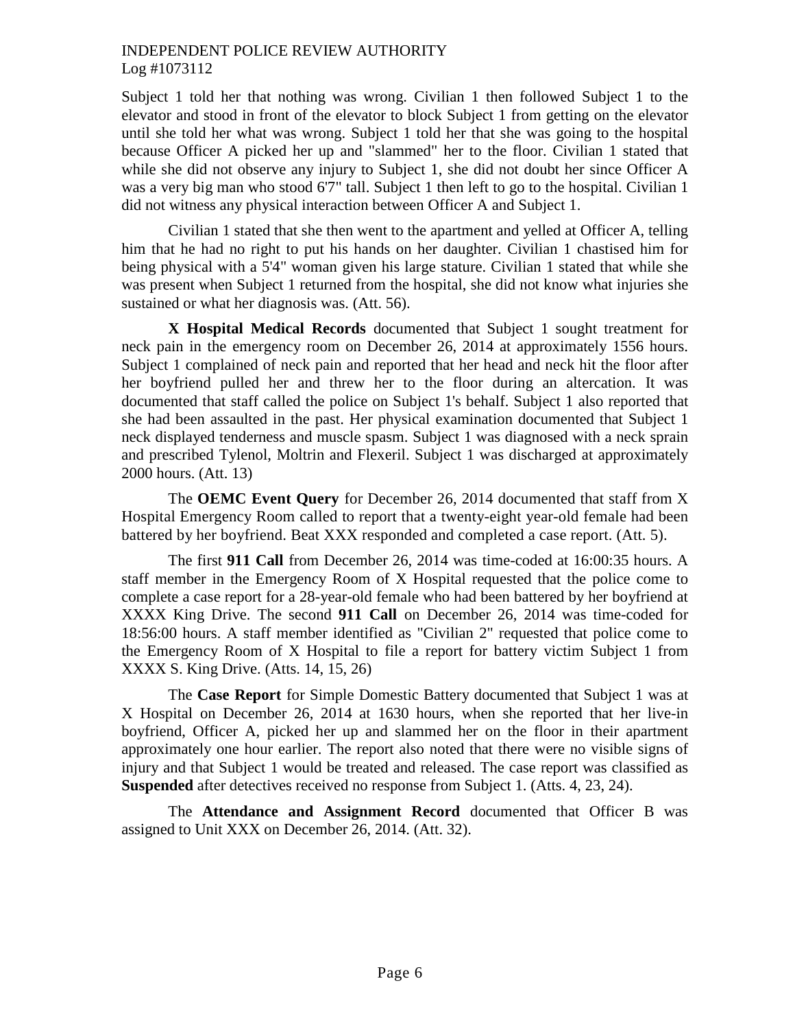Subject 1 told her that nothing was wrong. Civilian 1 then followed Subject 1 to the elevator and stood in front of the elevator to block Subject 1 from getting on the elevator until she told her what was wrong. Subject 1 told her that she was going to the hospital because Officer A picked her up and "slammed" her to the floor. Civilian 1 stated that while she did not observe any injury to Subject 1, she did not doubt her since Officer A was a very big man who stood 6'7" tall. Subject 1 then left to go to the hospital. Civilian 1 did not witness any physical interaction between Officer A and Subject 1.

Civilian 1 stated that she then went to the apartment and yelled at Officer A, telling him that he had no right to put his hands on her daughter. Civilian 1 chastised him for being physical with a 5'4" woman given his large stature. Civilian 1 stated that while she was present when Subject 1 returned from the hospital, she did not know what injuries she sustained or what her diagnosis was. (Att. 56).

**X Hospital Medical Records** documented that Subject 1 sought treatment for neck pain in the emergency room on December 26, 2014 at approximately 1556 hours. Subject 1 complained of neck pain and reported that her head and neck hit the floor after her boyfriend pulled her and threw her to the floor during an altercation. It was documented that staff called the police on Subject 1's behalf. Subject 1 also reported that she had been assaulted in the past. Her physical examination documented that Subject 1 neck displayed tenderness and muscle spasm. Subject 1 was diagnosed with a neck sprain and prescribed Tylenol, Moltrin and Flexeril. Subject 1 was discharged at approximately 2000 hours. (Att. 13)

The **OEMC Event Query** for December 26, 2014 documented that staff from X Hospital Emergency Room called to report that a twenty-eight year-old female had been battered by her boyfriend. Beat XXX responded and completed a case report. (Att. 5).

The first **911 Call** from December 26, 2014 was time-coded at 16:00:35 hours. A staff member in the Emergency Room of X Hospital requested that the police come to complete a case report for a 28-year-old female who had been battered by her boyfriend at XXXX King Drive. The second **911 Call** on December 26, 2014 was time-coded for 18:56:00 hours. A staff member identified as "Civilian 2" requested that police come to the Emergency Room of X Hospital to file a report for battery victim Subject 1 from XXXX S. King Drive. (Atts. 14, 15, 26)

The **Case Report** for Simple Domestic Battery documented that Subject 1 was at X Hospital on December 26, 2014 at 1630 hours, when she reported that her live-in boyfriend, Officer A, picked her up and slammed her on the floor in their apartment approximately one hour earlier. The report also noted that there were no visible signs of injury and that Subject 1 would be treated and released. The case report was classified as **Suspended** after detectives received no response from Subject 1. (Atts. 4, 23, 24).

The **Attendance and Assignment Record** documented that Officer B was assigned to Unit XXX on December 26, 2014. (Att. 32).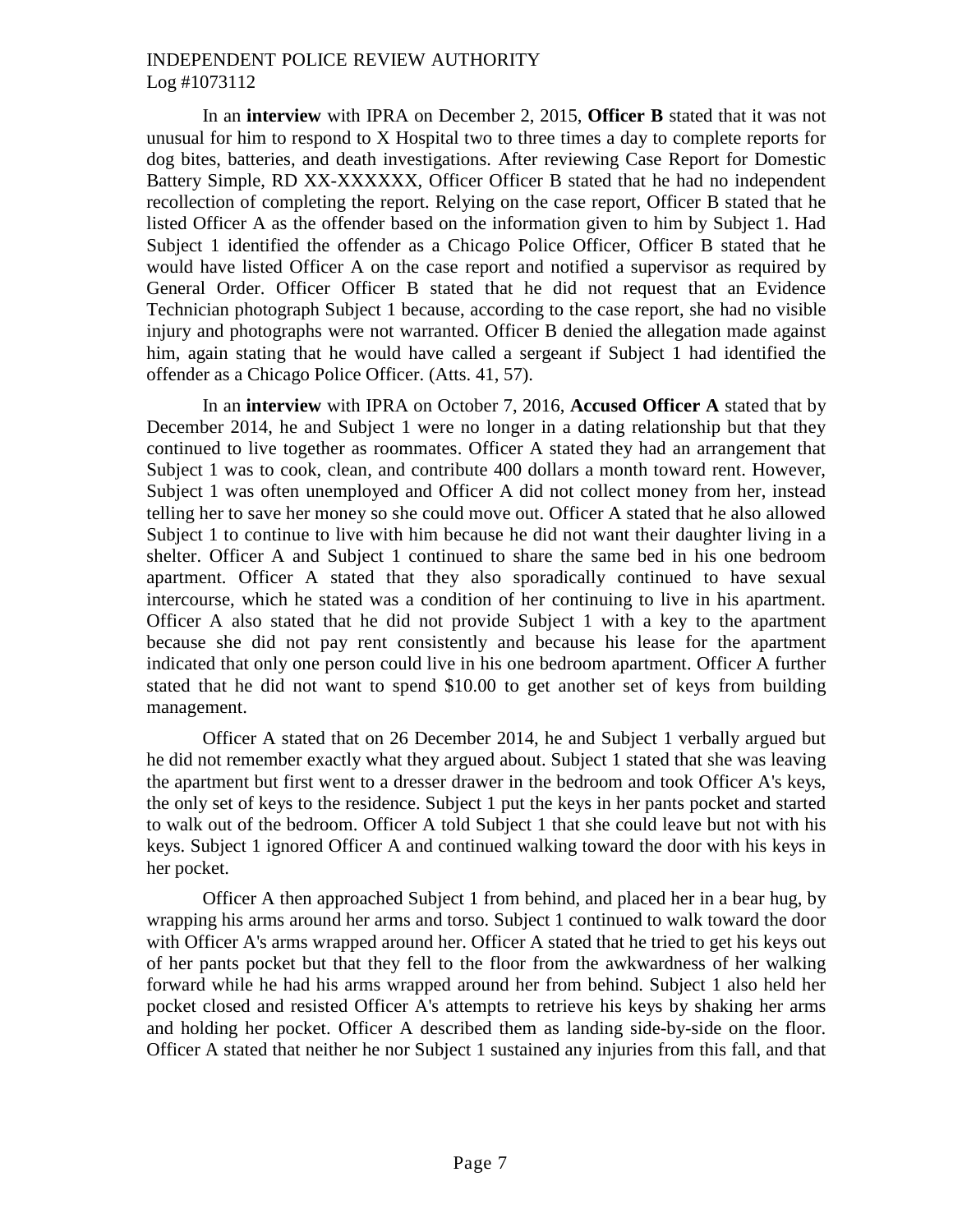In an **interview** with IPRA on December 2, 2015, **Officer B** stated that it was not unusual for him to respond to X Hospital two to three times a day to complete reports for dog bites, batteries, and death investigations. After reviewing Case Report for Domestic Battery Simple, RD XX-XXXXXX, Officer Officer B stated that he had no independent recollection of completing the report. Relying on the case report, Officer B stated that he listed Officer A as the offender based on the information given to him by Subject 1. Had Subject 1 identified the offender as a Chicago Police Officer, Officer B stated that he would have listed Officer A on the case report and notified a supervisor as required by General Order. Officer Officer B stated that he did not request that an Evidence Technician photograph Subject 1 because, according to the case report, she had no visible injury and photographs were not warranted. Officer B denied the allegation made against him, again stating that he would have called a sergeant if Subject 1 had identified the offender as a Chicago Police Officer. (Atts. 41, 57).

In an **interview** with IPRA on October 7, 2016, **Accused Officer A** stated that by December 2014, he and Subject 1 were no longer in a dating relationship but that they continued to live together as roommates. Officer A stated they had an arrangement that Subject 1 was to cook, clean, and contribute 400 dollars a month toward rent. However, Subject 1 was often unemployed and Officer A did not collect money from her, instead telling her to save her money so she could move out. Officer A stated that he also allowed Subject 1 to continue to live with him because he did not want their daughter living in a shelter. Officer A and Subject 1 continued to share the same bed in his one bedroom apartment. Officer A stated that they also sporadically continued to have sexual intercourse, which he stated was a condition of her continuing to live in his apartment. Officer A also stated that he did not provide Subject 1 with a key to the apartment because she did not pay rent consistently and because his lease for the apartment indicated that only one person could live in his one bedroom apartment. Officer A further stated that he did not want to spend $10.00 to get another set of keys from building management.

Officer A stated that on 26 December 2014, he and Subject 1 verbally argued but he did not remember exactly what they argued about. Subject 1 stated that she was leaving the apartment but first went to a dresser drawer in the bedroom and took Officer A's keys, the only set of keys to the residence. Subject 1 put the keys in her pants pocket and started to walk out of the bedroom. Officer A told Subject 1 that she could leave but not with his keys. Subject 1 ignored Officer A and continued walking toward the door with his keys in her pocket.

Officer A then approached Subject 1 from behind, and placed her in a bear hug, by wrapping his arms around her arms and torso. Subject 1 continued to walk toward the door with Officer A's arms wrapped around her. Officer A stated that he tried to get his keys out of her pants pocket but that they fell to the floor from the awkwardness of her walking forward while he had his arms wrapped around her from behind. Subject 1 also held her pocket closed and resisted Officer A's attempts to retrieve his keys by shaking her arms and holding her pocket. Officer A described them as landing side-by-side on the floor. Officer A stated that neither he nor Subject 1 sustained any injuries from this fall, and that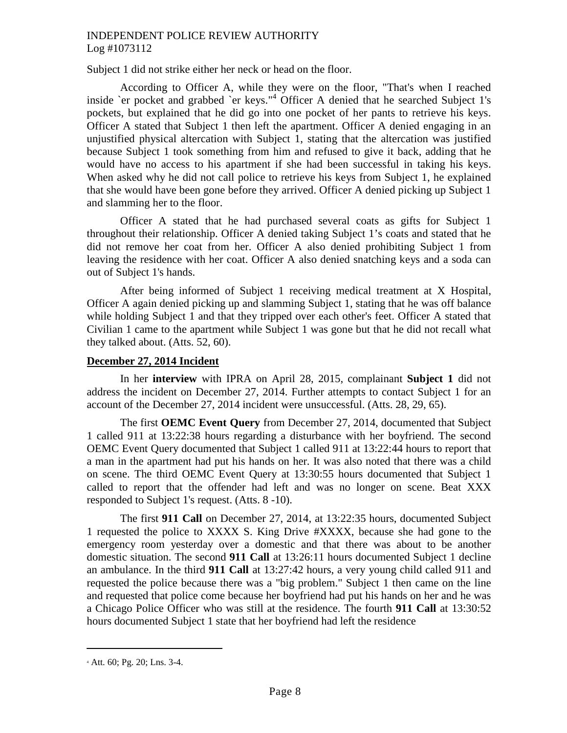Subject 1 did not strike either her neck or head on the floor.

According to Officer A, while they were on the floor, "That's when I reached inside `er pocket and grabbed `er keys."[4] Officer A denied that he searched Subject 1's pockets, but explained that he did go into one pocket of her pants to retrieve his keys. Officer A stated that Subject 1 then left the apartment. Officer A denied engaging in an unjustified physical altercation with Subject 1, stating that the altercation was justified because Subject 1 took something from him and refused to give it back, adding that he would have no access to his apartment if she had been successful in taking his keys. When asked why he did not call police to retrieve his keys from Subject 1, he explained that she would have been gone before they arrived. Officer A denied picking up Subject 1 and slamming her to the floor.

Officer A stated that he had purchased several coats as gifts for Subject 1 throughout their relationship. Officer A denied taking Subject 1's coats and stated that he did not remove her coat from her. Officer A also denied prohibiting Subject 1 from leaving the residence with her coat. Officer A also denied snatching keys and a soda can out of Subject 1's hands.

After being informed of Subject 1 receiving medical treatment at X Hospital, Officer A again denied picking up and slamming Subject 1, stating that he was off balance while holding Subject 1 and that they tripped over each other's feet. Officer A stated that Civilian 1 came to the apartment while Subject 1 was gone but that he did not recall what they talked about. (Atts. 52, 60).

**December 27, 2014 Incident**

In her **interview** with IPRA on April 28, 2015, complainant **Subject 1** did not address the incident on December 27, 2014. Further attempts to contact Subject 1 for an account of the December 27, 2014 incident were unsuccessful. (Atts. 28, 29, 65).

The first **OEMC Event Query** from December 27, 2014, documented that Subject 1 called 911 at 13:22:38 hours regarding a disturbance with her boyfriend. The second OEMC Event Query documented that Subject 1 called 911 at 13:22:44 hours to report that a man in the apartment had put his hands on her. It was also noted that there was a child on scene. The third OEMC Event Query at 13:30:55 hours documented that Subject 1 called to report that the offender had left and was no longer on scene. Beat XXX responded to Subject 1's request. (Atts. 8 -10).

The first **911 Call** on December 27, 2014, at 13:22:35 hours, documented Subject 1 requested the police to XXXX S. King Drive #XXXX, because she had gone to the emergency room yesterday over a domestic and that there was about to be another domestic situation. The second **911 Call** at 13:26:11 hours documented Subject 1 decline an ambulance. In the third **911 Call** at 13:27:42 hours, a very young child called 911 and requested the police because there was a "big problem." Subject 1 then came on the line and requested that police come because her boyfriend had put his hands on her and he was a Chicago Police Officer who was still at the residence. The fourth **911 Call** at 13:30:52 hours documented Subject 1 state that her boyfriend had left the residence

[4] Att. 60; Pg. 20; Lns. 3-4.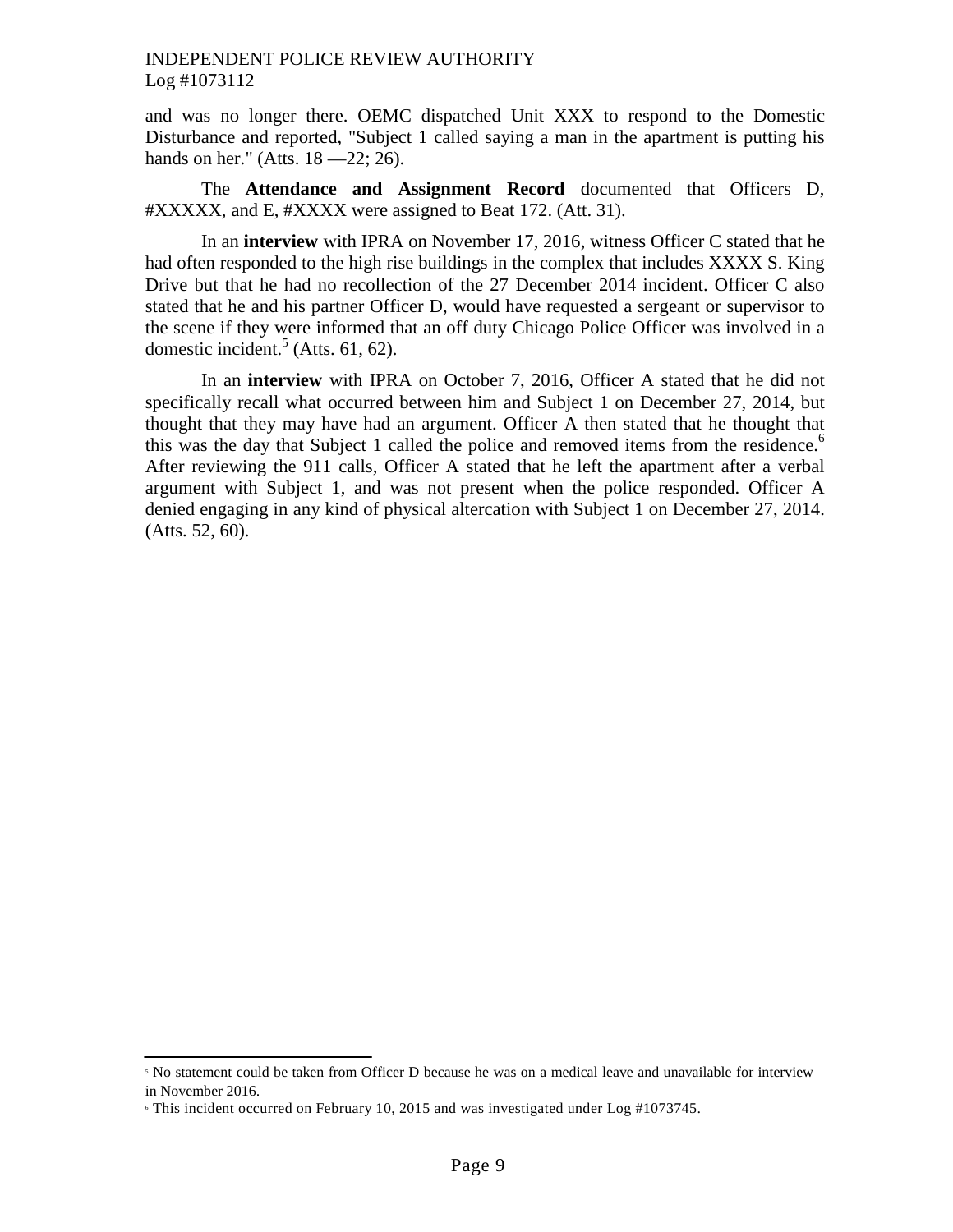and was no longer there. OEMC dispatched Unit XXX to respond to the Domestic Disturbance and reported, "Subject 1 called saying a man in the apartment is putting his hands on her." (Atts. 18 —22; 26).

The **Attendance and Assignment Record** documented that Officers D, #XXXXX, and E, #XXXX were assigned to Beat 172. (Att. 31).

In an **interview** with IPRA on November 17, 2016, witness Officer C stated that he had often responded to the high rise buildings in the complex that includes XXXX S. King Drive but that he had no recollection of the 27 December 2014 incident. Officer C also stated that he and his partner Officer D, would have requested a sergeant or supervisor to the scene if they were informed that an off duty Chicago Police Officer was involved in a domestic incident.[5] (Atts. 61, 62).

In an **interview** with IPRA on October 7, 2016, Officer A stated that he did not specifically recall what occurred between him and Subject 1 on December 27, 2014, but thought that they may have had an argument. Officer A then stated that he thought that this was the day that Subject 1 called the police and removed items from the residence.[6] After reviewing the 911 calls, Officer A stated that he left the apartment after a verbal argument with Subject 1, and was not present when the police responded. Officer A denied engaging in any kind of physical altercation with Subject 1 on December 27, 2014. (Atts. 52, 60).

---

[5] No statement could be taken from Officer D because he was on a medical leave and unavailable for interview in November 2016.

[6] This incident occurred on February 10, 2015 and was investigated under Log #1073745.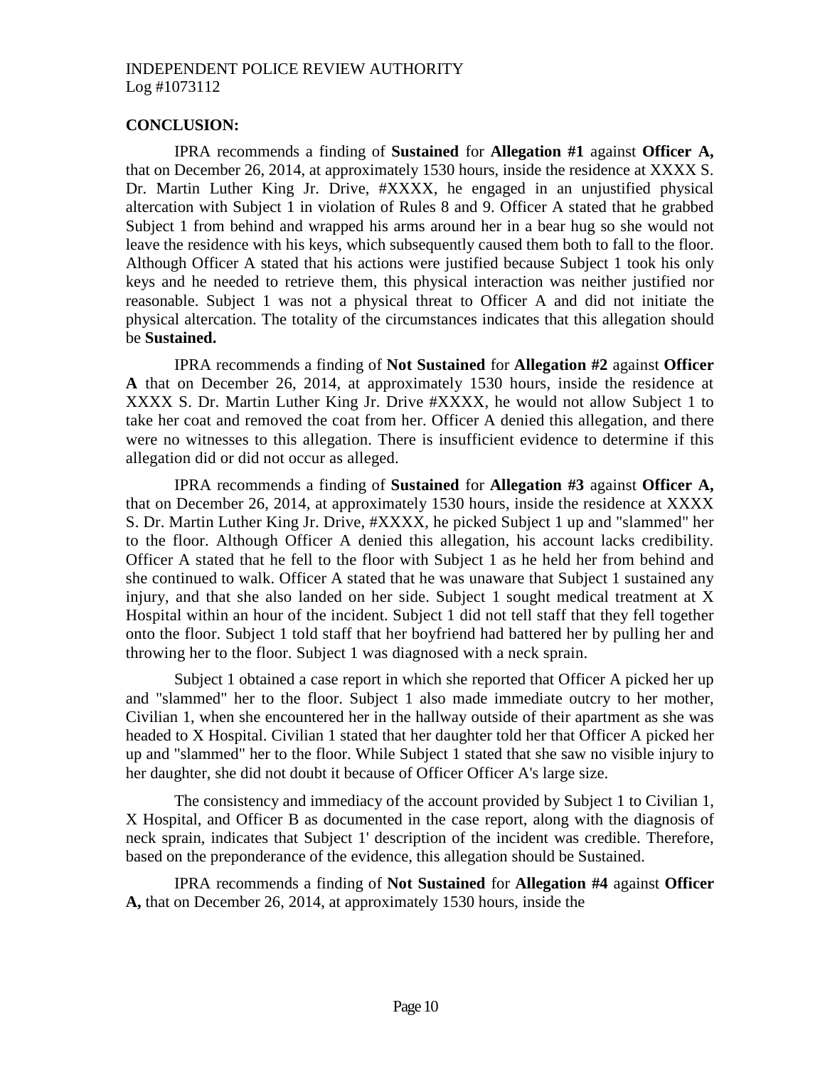INDEPENDENT POLICE REVIEW AUTHORITY
Log #1073112

**CONCLUSION:**

IPRA recommends a finding of **Sustained** for **Allegation #1** against **Officer A,** that on December 26, 2014, at approximately 1530 hours, inside the residence at XXXX S. Dr. Martin Luther King Jr. Drive, #XXXX, he engaged in an unjustified physical altercation with Subject 1 in violation of Rules 8 and 9. Officer A stated that he grabbed Subject 1 from behind and wrapped his arms around her in a bear hug so she would not leave the residence with his keys, which subsequently caused them both to fall to the floor. Although Officer A stated that his actions were justified because Subject 1 took his only keys and he needed to retrieve them, this physical interaction was neither justified nor reasonable. Subject 1 was not a physical threat to Officer A and did not initiate the physical altercation. The totality of the circumstances indicates that this allegation should be **Sustained.**

IPRA recommends a finding of **Not Sustained** for **Allegation #2** against **Officer A** that on December 26, 2014, at approximately 1530 hours, inside the residence at XXXX S. Dr. Martin Luther King Jr. Drive #XXXX, he would not allow Subject 1 to take her coat and removed the coat from her. Officer A denied this allegation, and there were no witnesses to this allegation. There is insufficient evidence to determine if this allegation did or did not occur as alleged.

IPRA recommends a finding of **Sustained** for **Allegation #3** against **Officer A,** that on December 26, 2014, at approximately 1530 hours, inside the residence at XXXX S. Dr. Martin Luther King Jr. Drive, #XXXX, he picked Subject 1 up and "slammed" her to the floor. Although Officer A denied this allegation, his account lacks credibility. Officer A stated that he fell to the floor with Subject 1 as he held her from behind and she continued to walk. Officer A stated that he was unaware that Subject 1 sustained any injury, and that she also landed on her side. Subject 1 sought medical treatment at X Hospital within an hour of the incident. Subject 1 did not tell staff that they fell together onto the floor. Subject 1 told staff that her boyfriend had battered her by pulling her and throwing her to the floor. Subject 1 was diagnosed with a neck sprain.

Subject 1 obtained a case report in which she reported that Officer A picked her up and "slammed" her to the floor. Subject 1 also made immediate outcry to her mother, Civilian 1, when she encountered her in the hallway outside of their apartment as she was headed to X Hospital. Civilian 1 stated that her daughter told her that Officer A picked her up and "slammed" her to the floor. While Subject 1 stated that she saw no visible injury to her daughter, she did not doubt it because of Officer Officer A's large size.

The consistency and immediacy of the account provided by Subject 1 to Civilian 1, X Hospital, and Officer B as documented in the case report, along with the diagnosis of neck sprain, indicates that Subject 1' description of the incident was credible. Therefore, based on the preponderance of the evidence, this allegation should be Sustained.

IPRA recommends a finding of **Not Sustained** for **Allegation #4** against **Officer A,** that on December 26, 2014, at approximately 1530 hours, inside the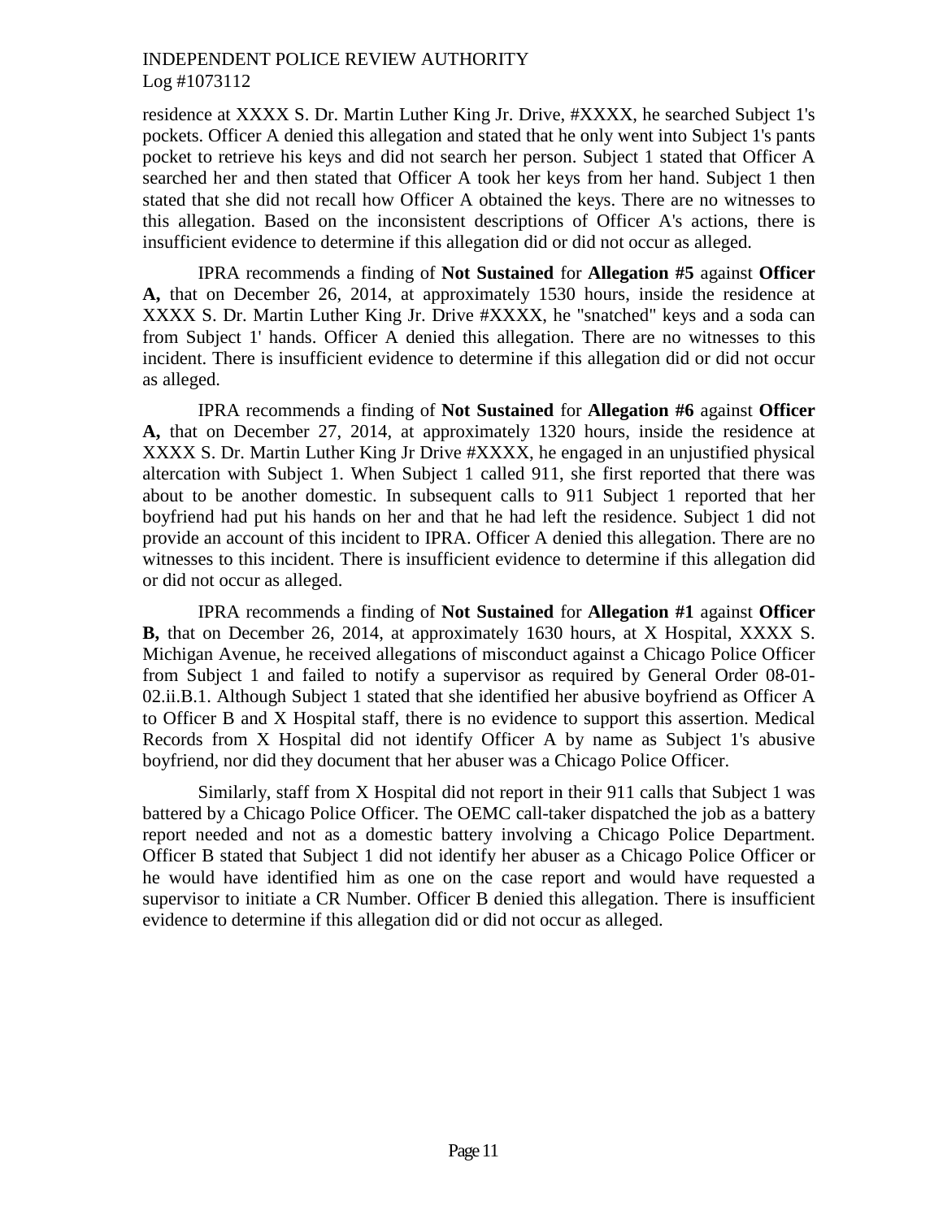residence at XXXX S. Dr. Martin Luther King Jr. Drive, #XXXX, he searched Subject 1's pockets. Officer A denied this allegation and stated that he only went into Subject 1's pants pocket to retrieve his keys and did not search her person. Subject 1 stated that Officer A searched her and then stated that Officer A took her keys from her hand. Subject 1 then stated that she did not recall how Officer A obtained the keys. There are no witnesses to this allegation. Based on the inconsistent descriptions of Officer A's actions, there is insufficient evidence to determine if this allegation did or did not occur as alleged.

IPRA recommends a finding of **Not Sustained** for **Allegation #5** against **Officer A,** that on December 26, 2014, at approximately 1530 hours, inside the residence at XXXX S. Dr. Martin Luther King Jr. Drive #XXXX, he "snatched" keys and a soda can from Subject 1' hands. Officer A denied this allegation. There are no witnesses to this incident. There is insufficient evidence to determine if this allegation did or did not occur as alleged.

IPRA recommends a finding of **Not Sustained** for **Allegation #6** against **Officer A,** that on December 27, 2014, at approximately 1320 hours, inside the residence at XXXX S. Dr. Martin Luther King Jr Drive #XXXX, he engaged in an unjustified physical altercation with Subject 1. When Subject 1 called 911, she first reported that there was about to be another domestic. In subsequent calls to 911 Subject 1 reported that her boyfriend had put his hands on her and that he had left the residence. Subject 1 did not provide an account of this incident to IPRA. Officer A denied this allegation. There are no witnesses to this incident. There is insufficient evidence to determine if this allegation did or did not occur as alleged.

IPRA recommends a finding of **Not Sustained** for **Allegation #1** against **Officer B,** that on December 26, 2014, at approximately 1630 hours, at X Hospital, XXXX S. Michigan Avenue, he received allegations of misconduct against a Chicago Police Officer from Subject 1 and failed to notify a supervisor as required by General Order 08-01-02.ii.B.1. Although Subject 1 stated that she identified her abusive boyfriend as Officer A to Officer B and X Hospital staff, there is no evidence to support this assertion. Medical Records from X Hospital did not identify Officer A by name as Subject 1's abusive boyfriend, nor did they document that her abuser was a Chicago Police Officer.

Similarly, staff from X Hospital did not report in their 911 calls that Subject 1 was battered by a Chicago Police Officer. The OEMC call-taker dispatched the job as a battery report needed and not as a domestic battery involving a Chicago Police Department. Officer B stated that Subject 1 did not identify her abuser as a Chicago Police Officer or he would have identified him as one on the case report and would have requested a supervisor to initiate a CR Number. Officer B denied this allegation. There is insufficient evidence to determine if this allegation did or did not occur as alleged.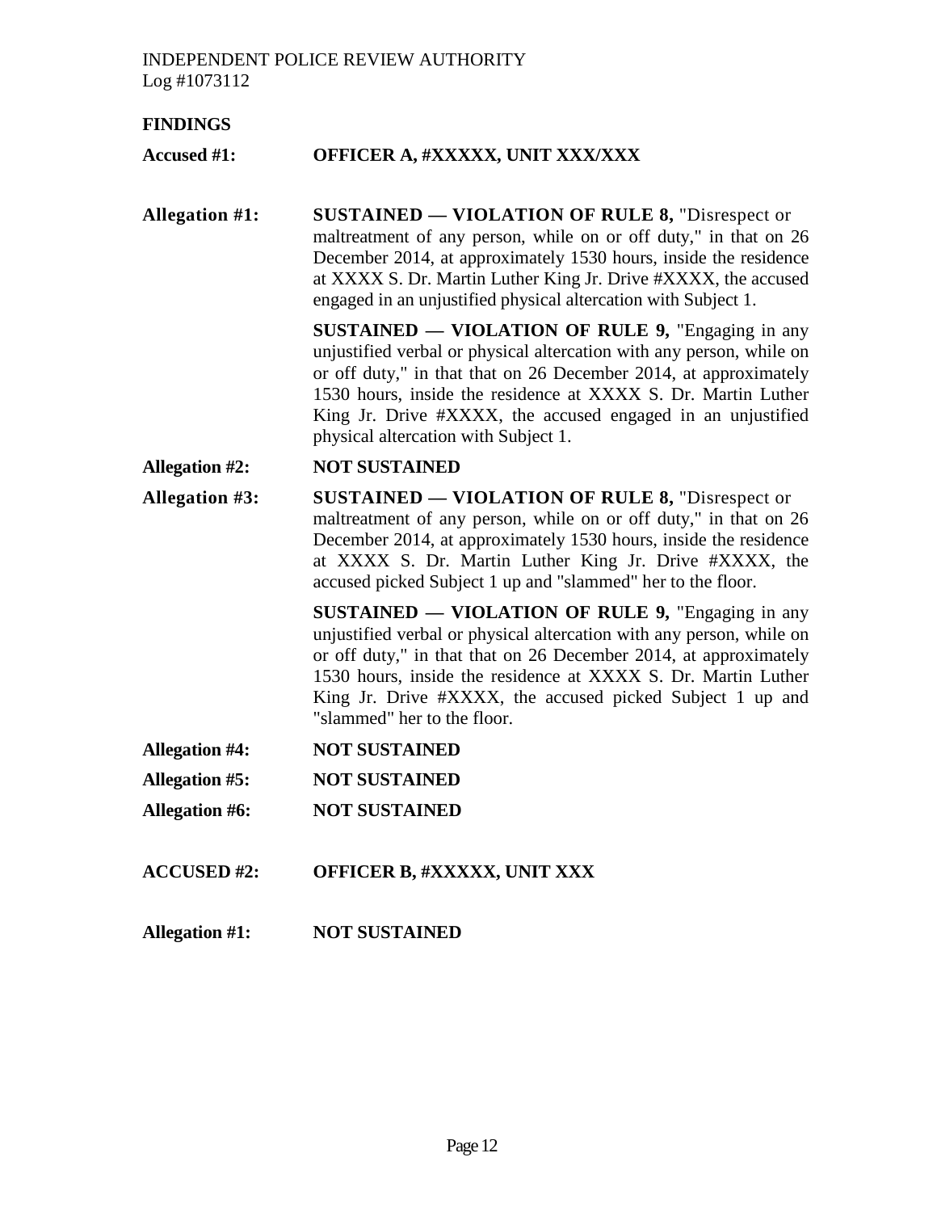## FINDINGS

**Accused #1:** **OFFICER A, #XXXXX, UNIT XXX/XXX**

**Allegation #1:** **SUSTAINED — VIOLATION OF RULE 8,** "Disrespect or maltreatment of any person, while on or off duty," in that on 26 December 2014, at approximately 1530 hours, inside the residence at XXXX S. Dr. Martin Luther King Jr. Drive #XXXX, the accused engaged in an unjustified physical altercation with Subject 1.

**SUSTAINED — VIOLATION OF RULE 9,** "Engaging in any unjustified verbal or physical altercation with any person, while on or off duty," in that that on 26 December 2014, at approximately 1530 hours, inside the residence at XXXX S. Dr. Martin Luther King Jr. Drive #XXXX, the accused engaged in an unjustified physical altercation with Subject 1.

**Allegation #2:** **NOT SUSTAINED**

**Allegation #3:** **SUSTAINED — VIOLATION OF RULE 8,** "Disrespect or maltreatment of any person, while on or off duty," in that on 26 December 2014, at approximately 1530 hours, inside the residence at XXXX S. Dr. Martin Luther King Jr. Drive #XXXX, the accused picked Subject 1 up and "slammed" her to the floor.

**SUSTAINED — VIOLATION OF RULE 9,** "Engaging in any unjustified verbal or physical altercation with any person, while on or off duty," in that that on 26 December 2014, at approximately 1530 hours, inside the residence at XXXX S. Dr. Martin Luther King Jr. Drive #XXXX, the accused picked Subject 1 up and "slammed" her to the floor.

**Allegation #4:** **NOT SUSTAINED**

**Allegation #5:** **NOT SUSTAINED**

**Allegation #6:** **NOT SUSTAINED**

**ACCUSED #2:** **OFFICER B, #XXXXX, UNIT XXX**

**Allegation #1:** **NOT SUSTAINED**